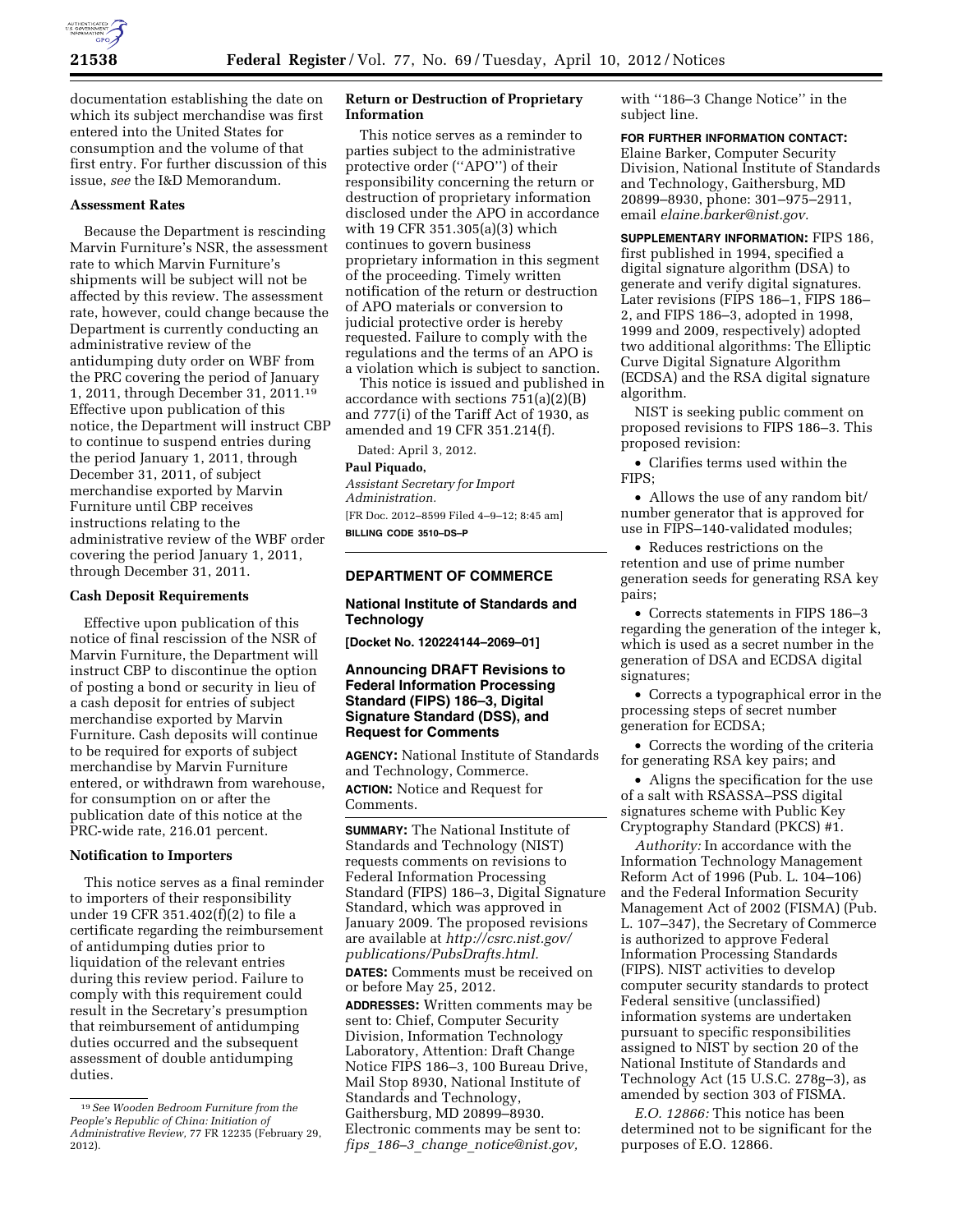documentation establishing the date on which its subject merchandise was first entered into the United States for consumption and the volume of that first entry. For further discussion of this issue, *see* the I&D Memorandum.

**Assessment Rates**

Because the Department is rescinding Marvin Furniture's NSR, the assessment rate to which Marvin Furniture's shipments will be subject will not be affected by this review. The assessment rate, however, could change because the Department is currently conducting an administrative review of the antidumping duty order on WBF from the PRC covering the period of January 1, 2011, through December 31, 2011.[19] Effective upon publication of this notice, the Department will instruct CBP to continue to suspend entries during the period January 1, 2011, through December 31, 2011, of subject merchandise exported by Marvin Furniture until CBP receives instructions relating to the administrative review of the WBF order covering the period January 1, 2011, through December 31, 2011.

**Cash Deposit Requirements**

Effective upon publication of this notice of final rescission of the NSR of Marvin Furniture, the Department will instruct CBP to discontinue the option of posting a bond or security in lieu of a cash deposit for entries of subject merchandise exported by Marvin Furniture. Cash deposits will continue to be required for exports of subject merchandise by Marvin Furniture entered, or withdrawn from warehouse, for consumption on or after the publication date of this notice at the PRC-wide rate, 216.01 percent.

**Notification to Importers**

This notice serves as a final reminder to importers of their responsibility under 19 CFR 351.402(f)(2) to file a certificate regarding the reimbursement of antidumping duties prior to liquidation of the relevant entries during this review period. Failure to comply with this requirement could result in the Secretary's presumption that reimbursement of antidumping duties occurred and the subsequent assessment of double antidumping duties.

[19] *See Wooden Bedroom Furniture from the People's Republic of China: Initiation of Administrative Review,* 77 FR 12235 (February 29, 2012).

**Return or Destruction of Proprietary Information**

This notice serves as a reminder to parties subject to the administrative protective order ("APO") of their responsibility concerning the return or destruction of proprietary information disclosed under the APO in accordance with 19 CFR 351.305(a)(3) which continues to govern business proprietary information in this segment of the proceeding. Timely written notification of the return or destruction of APO materials or conversion to judicial protective order is hereby requested. Failure to comply with the regulations and the terms of an APO is a violation which is subject to sanction.

This notice is issued and published in accordance with sections 751(a)(2)(B) and 777(i) of the Tariff Act of 1930, as amended and 19 CFR 351.214(f).

Dated: April 3, 2012.

**Paul Piquado,**

*Assistant Secretary for Import Administration.*

[FR Doc. 2012–8599 Filed 4–9–12; 8:45 am]

**BILLING CODE 3510–DS–P**

## DEPARTMENT OF COMMERCE

### National Institute of Standards and Technology

**[Docket No. 120224144–2069–01]**

### Announcing DRAFT Revisions to Federal Information Processing Standard (FIPS) 186–3, Digital Signature Standard (DSS), and Request for Comments

**AGENCY:** National Institute of Standards and Technology, Commerce.

**ACTION:** Notice and Request for Comments.

**SUMMARY:** The National Institute of Standards and Technology (NIST) requests comments on revisions to Federal Information Processing Standard (FIPS) 186–3, Digital Signature Standard, which was approved in January 2009. The proposed revisions are available at *http://csrc.nist.gov/publications/PubsDrafts.html.*

**DATES:** Comments must be received on or before May 25, 2012.

**ADDRESSES:** Written comments may be sent to: Chief, Computer Security Division, Information Technology Laboratory, Attention: Draft Change Notice FIPS 186–3, 100 Bureau Drive, Mail Stop 8930, National Institute of Standards and Technology, Gaithersburg, MD 20899–8930. Electronic comments may be sent to: *fips_186–3_change_notice@nist.gov,* with "186–3 Change Notice" in the subject line.

**FOR FURTHER INFORMATION CONTACT:** Elaine Barker, Computer Security Division, National Institute of Standards and Technology, Gaithersburg, MD 20899–8930, phone: 301–975–2911, email *elaine.barker@nist.gov.*

**SUPPLEMENTARY INFORMATION:** FIPS 186, first published in 1994, specified a digital signature algorithm (DSA) to generate and verify digital signatures. Later revisions (FIPS 186–1, FIPS 186–2, and FIPS 186–3, adopted in 1998, 1999 and 2009, respectively) adopted two additional algorithms: The Elliptic Curve Digital Signature Algorithm (ECDSA) and the RSA digital signature algorithm.

NIST is seeking public comment on proposed revisions to FIPS 186–3. This proposed revision:

- Clarifies terms used within the FIPS;
- Allows the use of any random bit/number generator that is approved for use in FIPS–140-validated modules;
- Reduces restrictions on the retention and use of prime number generation seeds for generating RSA key pairs;
- Corrects statements in FIPS 186–3 regarding the generation of the integer k, which is used as a secret number in the generation of DSA and ECDSA digital signatures;
- Corrects a typographical error in the processing steps of secret number generation for ECDSA;
- Corrects the wording of the criteria for generating RSA key pairs; and
- Aligns the specification for the use of a salt with RSASSA–PSS digital signatures scheme with Public Key Cryptography Standard (PKCS) #1.

*Authority:* In accordance with the Information Technology Management Reform Act of 1996 (Pub. L. 104–106) and the Federal Information Security Management Act of 2002 (FISMA) (Pub. L. 107–347), the Secretary of Commerce is authorized to approve Federal Information Processing Standards (FIPS). NIST activities to develop computer security standards to protect Federal sensitive (unclassified) information systems are undertaken pursuant to specific responsibilities assigned to NIST by section 20 of the National Institute of Standards and Technology Act (15 U.S.C. 278g–3), as amended by section 303 of FISMA.

*E.O. 12866:* This notice has been determined not to be significant for the purposes of E.O. 12866.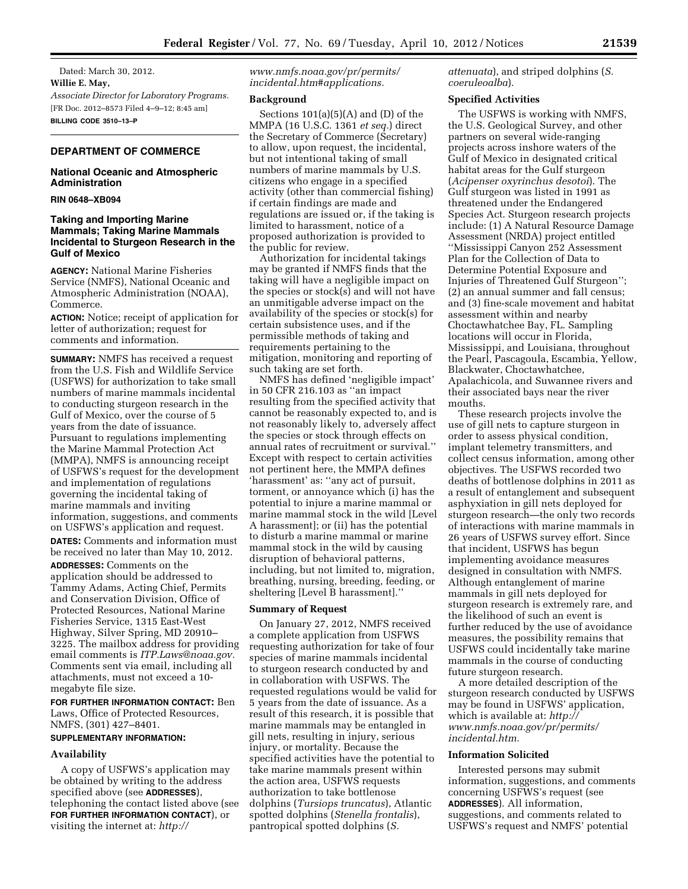Dated: March 30, 2012.

**Willie E. May,**

*Associate Director for Laboratory Programs.*

[FR Doc. 2012–8573 Filed 4–9–12; 8:45 am]

**BILLING CODE 3510–13–P**

## DEPARTMENT OF COMMERCE

### National Oceanic and Atmospheric Administration

**RIN 0648–XB094**

### Taking and Importing Marine Mammals; Taking Marine Mammals Incidental to Sturgeon Research in the Gulf of Mexico

**AGENCY:** National Marine Fisheries Service (NMFS), National Oceanic and Atmospheric Administration (NOAA), Commerce.

**ACTION:** Notice; receipt of application for letter of authorization; request for comments and information.

**SUMMARY:** NMFS has received a request from the U.S. Fish and Wildlife Service (USFWS) for authorization to take small numbers of marine mammals incidental to conducting sturgeon research in the Gulf of Mexico, over the course of 5 years from the date of issuance. Pursuant to regulations implementing the Marine Mammal Protection Act (MMPA), NMFS is announcing receipt of USFWS's request for the development and implementation of regulations governing the incidental taking of marine mammals and inviting information, suggestions, and comments on USFWS's application and request.

**DATES:** Comments and information must be received no later than May 10, 2012.

**ADDRESSES:** Comments on the application should be addressed to Tammy Adams, Acting Chief, Permits and Conservation Division, Office of Protected Resources, National Marine Fisheries Service, 1315 East-West Highway, Silver Spring, MD 20910–3225. The mailbox address for providing email comments is *ITP.Laws@noaa.gov.* Comments sent via email, including all attachments, must not exceed a 10-megabyte file size.

**FOR FURTHER INFORMATION CONTACT:** Ben Laws, Office of Protected Resources, NMFS, (301) 427–8401.

**SUPPLEMENTARY INFORMATION:**

#### Availability

A copy of USFWS's application may be obtained by writing to the address specified above (see **ADDRESSES**), telephoning the contact listed above (see **FOR FURTHER INFORMATION CONTACT**), or visiting the internet at: *http://www.nmfs.noaa.gov/pr/permits/incidental.htm#applications.*

#### Background

Sections 101(a)(5)(A) and (D) of the MMPA (16 U.S.C. 1361 *et seq.*) direct the Secretary of Commerce (Secretary) to allow, upon request, the incidental, but not intentional taking of small numbers of marine mammals by U.S. citizens who engage in a specified activity (other than commercial fishing) if certain findings are made and regulations are issued or, if the taking is limited to harassment, notice of a proposed authorization is provided to the public for review.

Authorization for incidental takings may be granted if NMFS finds that the taking will have a negligible impact on the species or stock(s) and will not have an unmitigable adverse impact on the availability of the species or stock(s) for certain subsistence uses, and if the permissible methods of taking and requirements pertaining to the mitigation, monitoring and reporting of such taking are set forth.

NMFS has defined 'negligible impact' in 50 CFR 216.103 as ''an impact resulting from the specified activity that cannot be reasonably expected to, and is not reasonably likely to, adversely affect the species or stock through effects on annual rates of recruitment or survival.'' Except with respect to certain activities not pertinent here, the MMPA defines 'harassment' as: ''any act of pursuit, torment, or annoyance which (i) has the potential to injure a marine mammal or marine mammal stock in the wild [Level A harassment]; or (ii) has the potential to disturb a marine mammal or marine mammal stock in the wild by causing disruption of behavioral patterns, including, but not limited to, migration, breathing, nursing, breeding, feeding, or sheltering [Level B harassment].''

#### Summary of Request

On January 27, 2012, NMFS received a complete application from USFWS requesting authorization for take of four species of marine mammals incidental to sturgeon research conducted by and in collaboration with USFWS. The requested regulations would be valid for 5 years from the date of issuance. As a result of this research, it is possible that marine mammals may be entangled in gill nets, resulting in injury, serious injury, or mortality. Because the specified activities have the potential to take marine mammals present within the action area, USFWS requests authorization to take bottlenose dolphins (*Tursiops truncatus*), Atlantic spotted dolphins (*Stenella frontalis*), pantropical spotted dolphins (*S. attenuata*), and striped dolphins (*S. coeruleoalba*).

#### Specified Activities

The USFWS is working with NMFS, the U.S. Geological Survey, and other partners on several wide-ranging projects across inshore waters of the Gulf of Mexico in designated critical habitat areas for the Gulf sturgeon (*Acipenser oxyrinchus desotoi*). The Gulf sturgeon was listed in 1991 as threatened under the Endangered Species Act. Sturgeon research projects include: (1) A Natural Resource Damage Assessment (NRDA) project entitled ''Mississippi Canyon 252 Assessment Plan for the Collection of Data to Determine Potential Exposure and Injuries of Threatened Gulf Sturgeon''; (2) an annual summer and fall census; and (3) fine-scale movement and habitat assessment within and nearby Choctawhatchee Bay, FL. Sampling locations will occur in Florida, Mississippi, and Louisiana, throughout the Pearl, Pascagoula, Escambia, Yellow, Blackwater, Choctawhatchee, Apalachicola, and Suwannee rivers and their associated bays near the river mouths.

These research projects involve the use of gill nets to capture sturgeon in order to assess physical condition, implant telemetry transmitters, and collect census information, among other objectives. The USFWS recorded two deaths of bottlenose dolphins in 2011 as a result of entanglement and subsequent asphyxiation in gill nets deployed for sturgeon research—the only two records of interactions with marine mammals in 26 years of USFWS survey effort. Since that incident, USFWS has begun implementing avoidance measures designed in consultation with NMFS. Although entanglement of marine mammals in gill nets deployed for sturgeon research is extremely rare, and the likelihood of such an event is further reduced by the use of avoidance measures, the possibility remains that USFWS could incidentally take marine mammals in the course of conducting future sturgeon research.

A more detailed description of the sturgeon research conducted by USFWS may be found in USFWS' application, which is available at: *http://www.nmfs.noaa.gov/pr/permits/incidental.htm.*

#### Information Solicited

Interested persons may submit information, suggestions, and comments concerning USFWS's request (see **ADDRESSES**). All information, suggestions, and comments related to USFWS's request and NMFS' potential